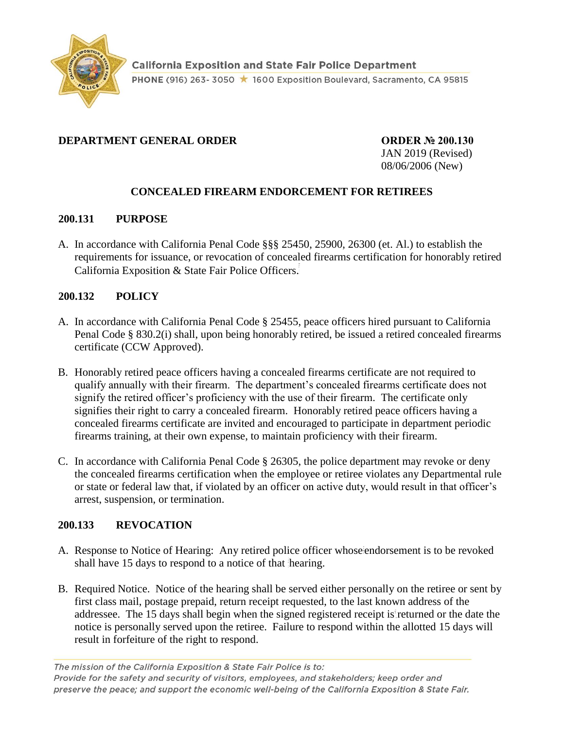California Exposition and State Fair Police Department

PHONE (916) 263- 3050 ★ 1600 Exposition Boulevard, Sacramento, CA 95815

**DEPARTMENT GENERAL ORDER** **ORDER № 200.130**
JAN 2019 (Revised)
08/06/2006 (New)

## CONCEALED FIREARM ENDORSEMENT FOR RETIREES

### 200.131 PURPOSE

A. In accordance with California Penal Code §§§ 25450, 25900, 26300 (et. Al.) to establish the requirements for issuance, or revocation of concealed firearms certification for honorably retired California Exposition & State Fair Police Officers.

### 200.132 POLICY

A. In accordance with California Penal Code § 25455, peace officers hired pursuant to California Penal Code § 830.2(i) shall, upon being honorably retired, be issued a retired concealed firearms certificate (CCW Approved).

B. Honorably retired peace officers having a concealed firearms certificate are not required to qualify annually with their firearm. The department's concealed firearms certificate does not signify the retired officer's proficiency with the use of their firearm. The certificate only signifies their right to carry a concealed firearm. Honorably retired peace officers having a concealed firearms certificate are invited and encouraged to participate in department periodic firearms training, at their own expense, to maintain proficiency with their firearm.

C. In accordance with California Penal Code § 26305, the police department may revoke or deny the concealed firearms certification when the employee or retiree violates any Departmental rule or state or federal law that, if violated by an officer on active duty, would result in that officer's arrest, suspension, or termination.

### 200.133 REVOCATION

A. Response to Notice of Hearing: Any retired police officer whose endorsement is to be revoked shall have 15 days to respond to a notice of that hearing.

B. Required Notice. Notice of the hearing shall be served either personally on the retiree or sent by first class mail, postage prepaid, return receipt requested, to the last known address of the addressee. The 15 days shall begin when the signed registered receipt is returned or the date the notice is personally served upon the retiree. Failure to respond within the allotted 15 days will result in forfeiture of the right to respond.

*The mission of the California Exposition & State Fair Police is to:*
*Provide for the safety and security of visitors, employees, and stakeholders; keep order and preserve the peace; and support the economic well-being of the California Exposition & State Fair.*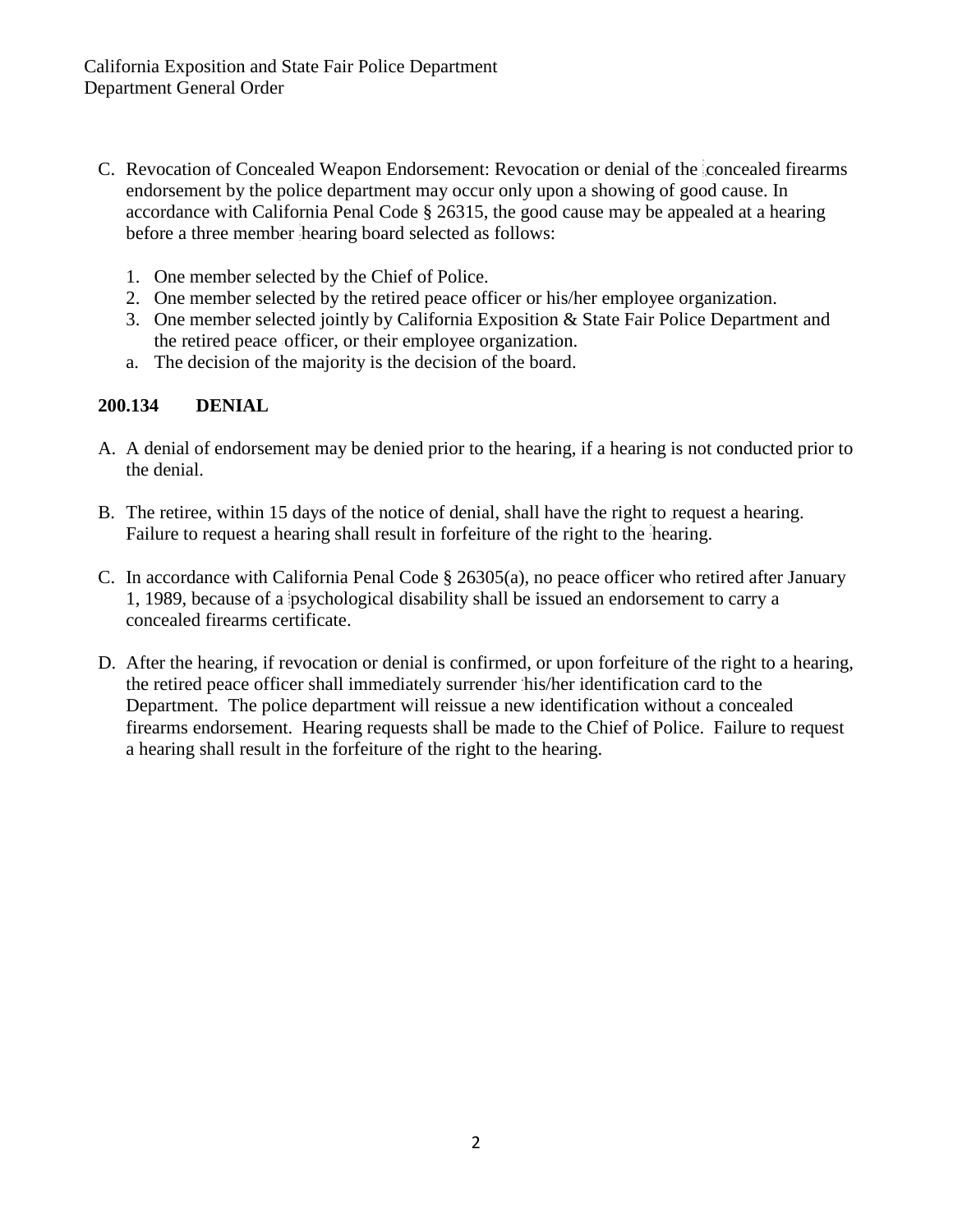C. Revocation of Concealed Weapon Endorsement: Revocation or denial of the concealed firearms endorsement by the police department may occur only upon a showing of good cause. In accordance with California Penal Code § 26315, the good cause may be appealed at a hearing before a three member hearing board selected as follows:

   1. One member selected by the Chief of Police.
   2. One member selected by the retired peace officer or his/her employee organization.
   3. One member selected jointly by California Exposition & State Fair Police Department and the retired peace officer, or their employee organization.

   a. The decision of the majority is the decision of the board.

### 200.134 DENIAL

A. A denial of endorsement may be denied prior to the hearing, if a hearing is not conducted prior to the denial.

B. The retiree, within 15 days of the notice of denial, shall have the right to request a hearing. Failure to request a hearing shall result in forfeiture of the right to the hearing.

C. In accordance with California Penal Code § 26305(a), no peace officer who retired after January 1, 1989, because of a psychological disability shall be issued an endorsement to carry a concealed firearms certificate.

D. After the hearing, if revocation or denial is confirmed, or upon forfeiture of the right to a hearing, the retired peace officer shall immediately surrender his/her identification card to the Department. The police department will reissue a new identification without a concealed firearms endorsement. Hearing requests shall be made to the Chief of Police. Failure to request a hearing shall result in the forfeiture of the right to the hearing.